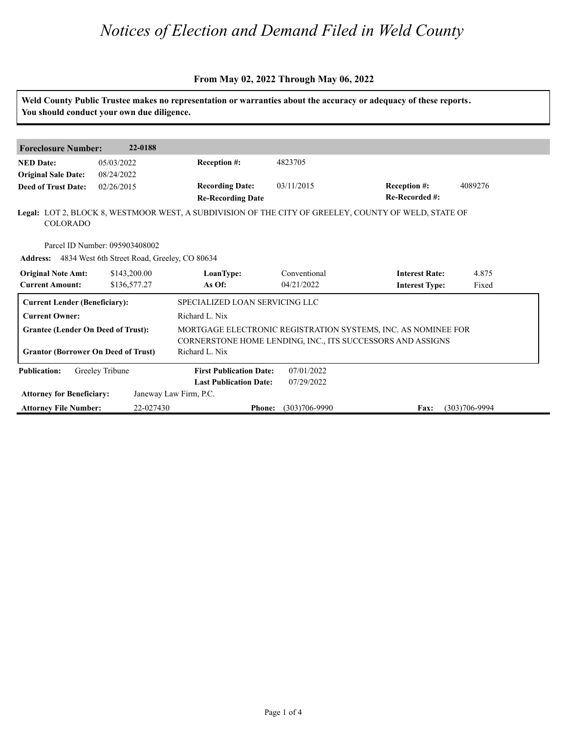# *Notices of Election and Demand Filed in Weld County*

**From May 02, 2022 Through May 06, 2022**

**Weld County Public Trustee makes no representation or warranties about the accuracy or adequacy of these reports. You should conduct your own due diligence.**

| **Foreclosure Number:** | **22-0188** | | | | |
|---|---|---|---|---|---|
| **NED Date:** | 05/03/2022 | **Reception #:** | 4823705 | | |
| **Original Sale Date:** | 08/24/2022 | | | | |
| **Deed of Trust Date:** | 02/26/2015 | **Recording Date:** | 03/11/2015 | **Reception #:** | 4089276 |
| | | **Re-Recording Date** | | **Re-Recorded #:** | |

**Legal:** LOT 2, BLOCK 8, WESTMOOR WEST, A SUBDIVISION OF THE CITY OF GREELEY, COUNTY OF WELD, STATE OF COLORADO

Parcel ID Number: 095903408002

**Address:** 4834 West 6th Street Road, Greeley, CO 80634

| **Original Note Amt:** | $143,200.00 | **LoanType:** | Conventional | **Interest Rate:** | 4.875 |
|---|---|---|---|---|---|
| **Current Amount:** | $136,577.27 | **As Of:** | 04/21/2022 | **Interest Type:** | Fixed |

| | |
|---|---|
| **Current Lender (Beneficiary):** | SPECIALIZED LOAN SERVICING LLC |
| **Current Owner:** | Richard L. Nix |
| **Grantee (Lender On Deed of Trust):** | MORTGAGE ELECTRONIC REGISTRATION SYSTEMS, INC. AS NOMINEE FOR CORNERSTONE HOME LENDING, INC., ITS SUCCESSORS AND ASSIGNS |
| **Grantor (Borrower On Deed of Trust)** | Richard L. Nix |

| **Publication:** | Greeley Tribune | **First Publication Date:** | 07/01/2022 | | |
|---|---|---|---|---|---|
| | | **Last Publication Date:** | 07/29/2022 | | |
| **Attorney for Beneficiary:** | Janeway Law Firm, P.C. | | | | |
| **Attorney File Number:** | 22-027430 | **Phone:** | (303)706-9990 | **Fax:** | (303)706-9994 |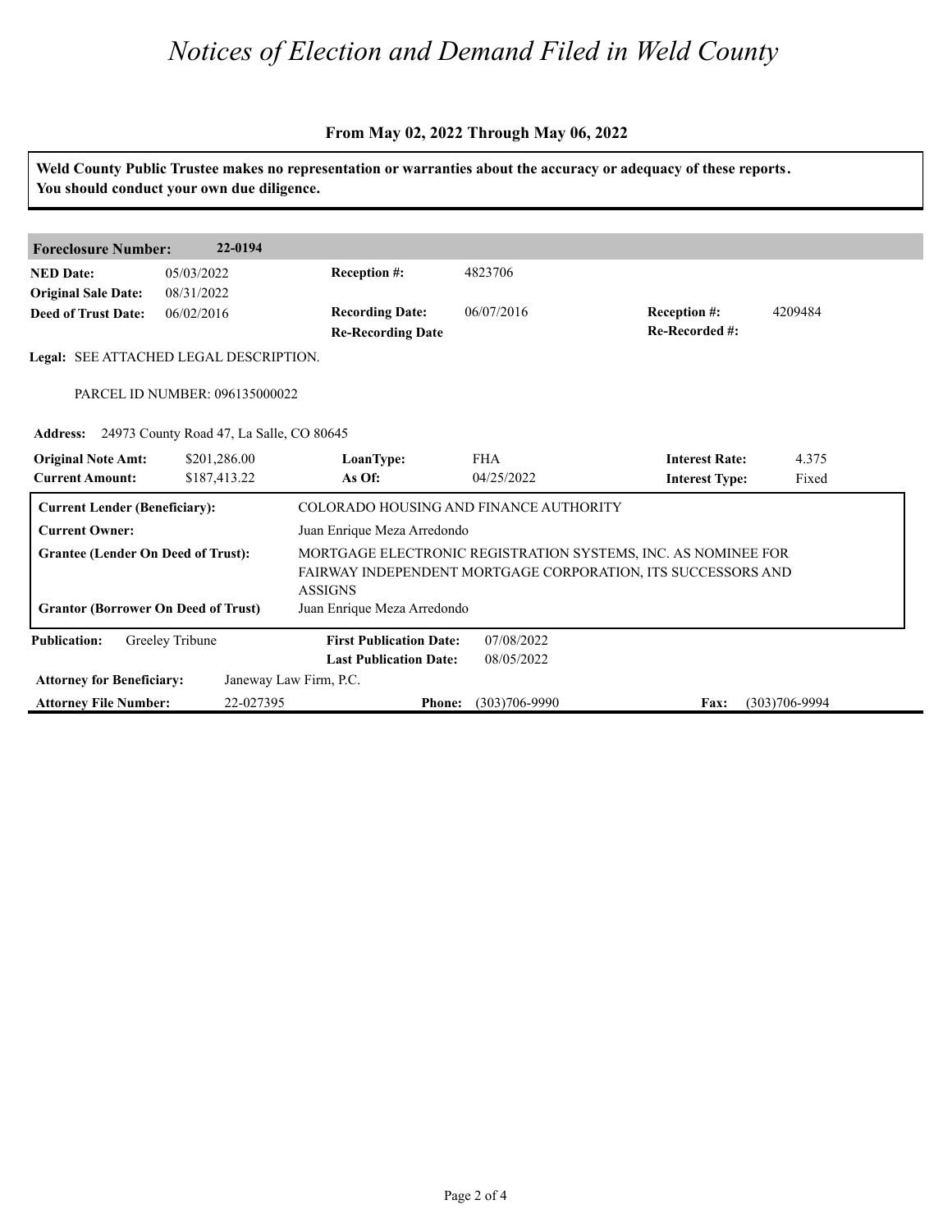# *Notices of Election and Demand Filed in Weld County*

**From May 02, 2022 Through May 06, 2022**

**Weld County Public Trustee makes no representation or warranties about the accuracy or adequacy of these reports. You should conduct your own due diligence.**

**Foreclosure Number:** **22-0194**

| | | | | | |
|---|---|---|---|---|---|
| **NED Date:** | 05/03/2022 | **Reception #:** | 4823706 | | |
| **Original Sale Date:** | 08/31/2022 | | | | |
| **Deed of Trust Date:** | 06/02/2016 | **Recording Date:** | 06/07/2016 | **Reception #:** | 4209484 |
| | | **Re-Recording Date** | | **Re-Recorded #:** | |

**Legal:** SEE ATTACHED LEGAL DESCRIPTION.

PARCEL ID NUMBER: 096135000022

**Address:** 24973 County Road 47, La Salle, CO 80645

| | | | | | |
|---|---|---|---|---|---|
| **Original Note Amt:** | $201,286.00 | **LoanType:** | FHA | **Interest Rate:** | 4.375 |
| **Current Amount:** | $187,413.22 | **As Of:** | 04/25/2022 | **Interest Type:** | Fixed |

| | |
|---|---|
| **Current Lender (Beneficiary):** | COLORADO HOUSING AND FINANCE AUTHORITY |
| **Current Owner:** | Juan Enrique Meza Arredondo |
| **Grantee (Lender On Deed of Trust):** | MORTGAGE ELECTRONIC REGISTRATION SYSTEMS, INC. AS NOMINEE FOR FAIRWAY INDEPENDENT MORTGAGE CORPORATION, ITS SUCCESSORS AND ASSIGNS |
| **Grantor (Borrower On Deed of Trust)** | Juan Enrique Meza Arredondo |

| | | | |
|---|---|---|---|
| **Publication:** | Greeley Tribune | **First Publication Date:** | 07/08/2022 |
| | | **Last Publication Date:** | 08/05/2022 |

**Attorney for Beneficiary:** Janeway Law Firm, P.C.

**Attorney File Number:** 22-027395 **Phone:** (303)706-9990 **Fax:** (303)706-9994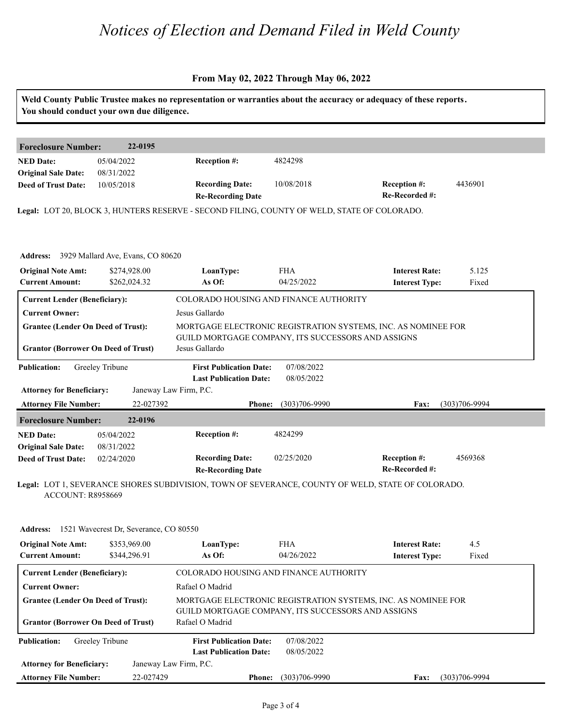# Notices of Election and Demand Filed in Weld County

### From May 02, 2022 Through May 06, 2022

**Weld County Public Trustee makes no representation or warranties about the accuracy or adequacy of these reports. You should conduct your own due diligence.**

---

**Foreclosure Number:** 22-0195

| | | | | | |
|---|---|---|---|---|---|
| **NED Date:** | 05/04/2022 | **Reception #:** | 4824298 | | |
| **Original Sale Date:** | 08/31/2022 | | | | |
| **Deed of Trust Date:** | 10/05/2018 | **Recording Date:** | 10/08/2018 | **Reception #:** | 4436901 |
| | | **Re-Recording Date** | | **Re-Recorded #:** | |

**Legal:** LOT 20, BLOCK 3, HUNTERS RESERVE - SECOND FILING, COUNTY OF WELD, STATE OF COLORADO.

**Address:** 3929 Mallard Ave, Evans, CO 80620

| | | | | | |
|---|---|---|---|---|---|
| **Original Note Amt:** | $274,928.00 | **LoanType:** | FHA | **Interest Rate:** | 5.125 |
| **Current Amount:** | $262,024.32 | **As Of:** | 04/25/2022 | **Interest Type:** | Fixed |

| | |
|---|---|
| **Current Lender (Beneficiary):** | COLORADO HOUSING AND FINANCE AUTHORITY |
| **Current Owner:** | Jesus Gallardo |
| **Grantee (Lender On Deed of Trust):** | MORTGAGE ELECTRONIC REGISTRATION SYSTEMS, INC. AS NOMINEE FOR GUILD MORTGAGE COMPANY, ITS SUCCESSORS AND ASSIGNS |
| **Grantor (Borrower On Deed of Trust)** | Jesus Gallardo |

| | | | | | |
|---|---|---|---|---|---|
| **Publication:** | Greeley Tribune | **First Publication Date:** | 07/08/2022 | | |
| | | **Last Publication Date:** | 08/05/2022 | | |
| **Attorney for Beneficiary:** | Janeway Law Firm, P.C. | | | | |
| **Attorney File Number:** | 22-027392 | **Phone:** | (303)706-9990 | **Fax:** | (303)706-9994 |

---

**Foreclosure Number:** 22-0196

| | | | | | |
|---|---|---|---|---|---|
| **NED Date:** | 05/04/2022 | **Reception #:** | 4824299 | | |
| **Original Sale Date:** | 08/31/2022 | | | | |
| **Deed of Trust Date:** | 02/24/2020 | **Recording Date:** | 02/25/2020 | **Reception #:** | 4569368 |
| | | **Re-Recording Date** | | **Re-Recorded #:** | |

**Legal:** LOT 1, SEVERANCE SHORES SUBDIVISION, TOWN OF SEVERANCE, COUNTY OF WELD, STATE OF COLORADO. ACCOUNT: R8958669

**Address:** 1521 Wavecrest Dr, Severance, CO 80550

| | | | | | |
|---|---|---|---|---|---|
| **Original Note Amt:** | $353,969.00 | **LoanType:** | FHA | **Interest Rate:** | 4.5 |
| **Current Amount:** | $344,296.91 | **As Of:** | 04/26/2022 | **Interest Type:** | Fixed |

| | |
|---|---|
| **Current Lender (Beneficiary):** | COLORADO HOUSING AND FINANCE AUTHORITY |
| **Current Owner:** | Rafael O Madrid |
| **Grantee (Lender On Deed of Trust):** | MORTGAGE ELECTRONIC REGISTRATION SYSTEMS, INC. AS NOMINEE FOR GUILD MORTGAGE COMPANY, ITS SUCCESSORS AND ASSIGNS |
| **Grantor (Borrower On Deed of Trust)** | Rafael O Madrid |

| | | | | | |
|---|---|---|---|---|---|
| **Publication:** | Greeley Tribune | **First Publication Date:** | 07/08/2022 | | |
| | | **Last Publication Date:** | 08/05/2022 | | |
| **Attorney for Beneficiary:** | Janeway Law Firm, P.C. | | | | |
| **Attorney File Number:** | 22-027429 | **Phone:** | (303)706-9990 | **Fax:** | (303)706-9994 |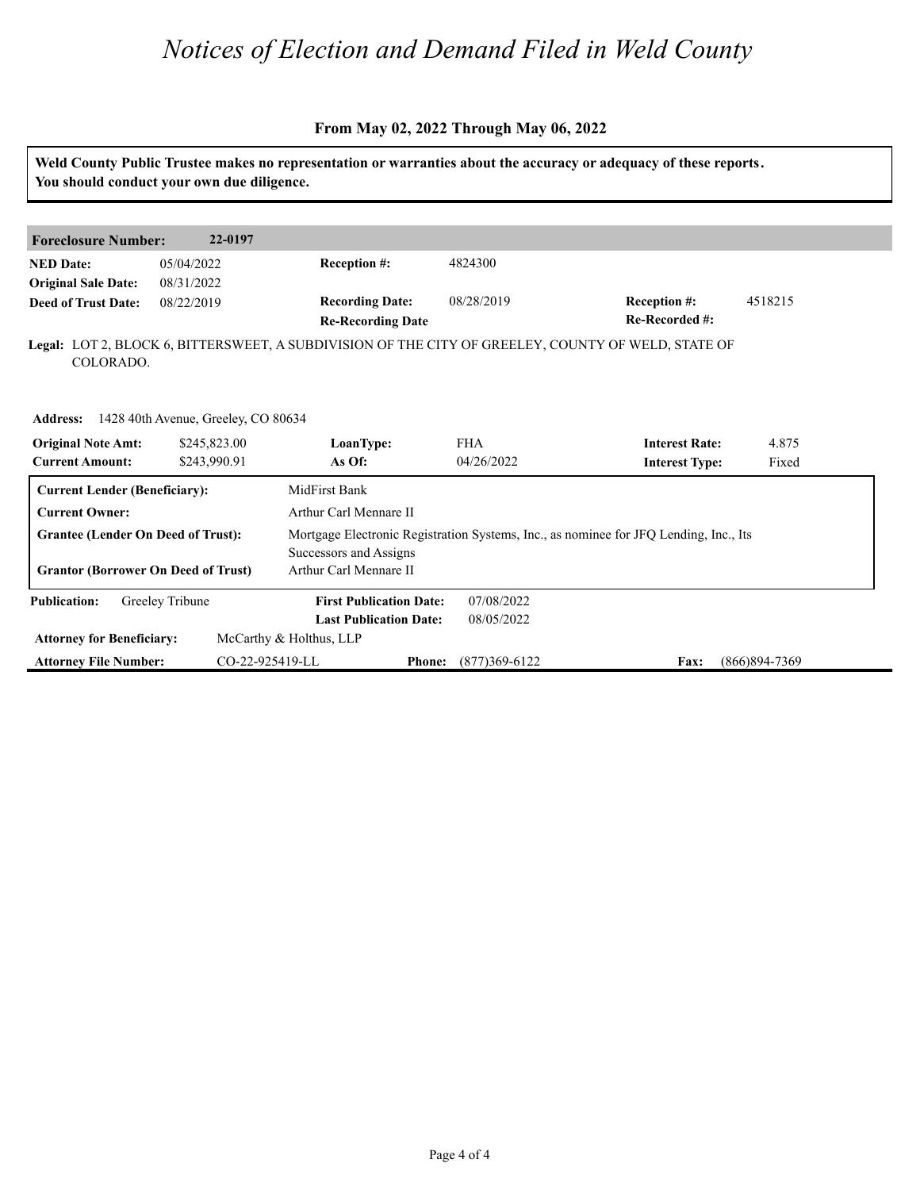# Notices of Election and Demand Filed in Weld County

**From May 02, 2022 Through May 06, 2022**

**Weld County Public Trustee makes no representation or warranties about the accuracy or adequacy of these reports. You should conduct your own due diligence.**

| **Foreclosure Number:** | **22-0197** | | | | |
|---|---|---|---|---|---|
| **NED Date:** | 05/04/2022 | **Reception #:** | 4824300 | | |
| **Original Sale Date:** | 08/31/2022 | | | | |
| **Deed of Trust Date:** | 08/22/2019 | **Recording Date:** | 08/28/2019 | **Reception #:** | 4518215 |
| | | **Re-Recording Date** | | **Re-Recorded #:** | |

**Legal:** LOT 2, BLOCK 6, BITTERSWEET, A SUBDIVISION OF THE CITY OF GREELEY, COUNTY OF WELD, STATE OF COLORADO.

**Address:** 1428 40th Avenue, Greeley, CO 80634

| | | | | | |
|---|---|---|---|---|---|
| **Original Note Amt:** | $245,823.00 | **LoanType:** | FHA | **Interest Rate:** | 4.875 |
| **Current Amount:** | $243,990.91 | **As Of:** | 04/26/2022 | **Interest Type:** | Fixed |

| | |
|---|---|
| **Current Lender (Beneficiary):** | MidFirst Bank |
| **Current Owner:** | Arthur Carl Mennare II |
| **Grantee (Lender On Deed of Trust):** | Mortgage Electronic Registration Systems, Inc., as nominee for JFQ Lending, Inc., Its Successors and Assigns |
| **Grantor (Borrower On Deed of Trust)** | Arthur Carl Mennare II |

| | | | | | |
|---|---|---|---|---|---|
| **Publication:** | Greeley Tribune | **First Publication Date:** | 07/08/2022 | | |
| | | **Last Publication Date:** | 08/05/2022 | | |
| **Attorney for Beneficiary:** | McCarthy & Holthus, LLP | | | | |
| **Attorney File Number:** | CO-22-925419-LL | **Phone:** | (877)369-6122 | **Fax:** | (866)894-7369 |